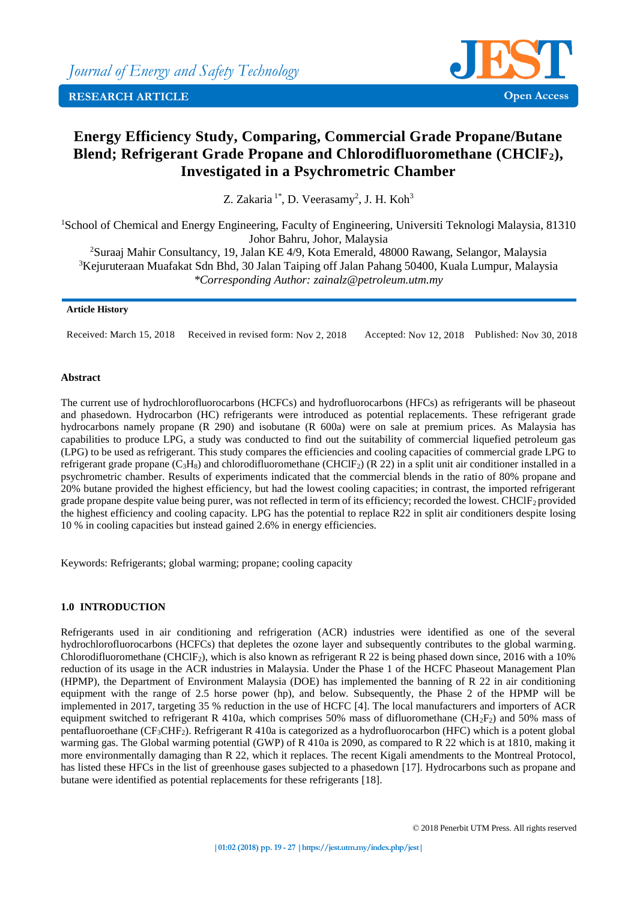Journal of Energy and Safety Technology

RESEARCH ARTICLE

Open Access

# Energy Efficiency Study, Comparing, Commercial Grade Propane/Butane Blend; Refrigerant Grade Propane and Chlorodifluoromethane ($CHClF_2$), Investigated in a Psychrometric Chamber

Z. Zakaria [1*], D. Veerasamy[2], J. H. Koh[3]

[1]School of Chemical and Energy Engineering, Faculty of Engineering, Universiti Teknologi Malaysia, 81310 Johor Bahru, Johor, Malaysia
[2]Suraaj Mahir Consultancy, 19, Jalan KE 4/9, Kota Emerald, 48000 Rawang, Selangor, Malaysia
[3]Kejuruteraan Muafakat Sdn Bhd, 30 Jalan Taiping off Jalan Pahang 50400, Kuala Lumpur, Malaysia
*Corresponding Author: zainalz@petroleum.utm.my*

**Article History**

Received: March 15, 2018 Received in revised form: Nov 2, 2018 Accepted: Nov 12, 2018 Published: Nov 30, 2018

**Abstract**

The current use of hydrochlorofluorocarbons (HCFCs) and hydrofluorocarbons (HFCs) as refrigerants will be phaseout and phasedown. Hydrocarbon (HC) refrigerants were introduced as potential replacements. These refrigerant grade hydrocarbons namely propane (R 290) and isobutane (R 600a) were on sale at premium prices. As Malaysia has capabilities to produce LPG, a study was conducted to find out the suitability of commercial liquefied petroleum gas (LPG) to be used as refrigerant. This study compares the efficiencies and cooling capacities of commercial grade LPG to refrigerant grade propane ($C_3H_8$) and chlorodifluoromethane ($CHClF_2$) (R 22) in a split unit air conditioner installed in a psychrometric chamber. Results of experiments indicated that the commercial blends in the ratio of 80% propane and 20% butane provided the highest efficiency, but had the lowest cooling capacities; in contrast, the imported refrigerant grade propane despite value being purer, was not reflected in term of its efficiency; recorded the lowest. $CHClF_2$ provided the highest efficiency and cooling capacity. LPG has the potential to replace R22 in split air conditioners despite losing 10 % in cooling capacities but instead gained 2.6% in energy efficiencies.

Keywords: Refrigerants; global warming; propane; cooling capacity

## 1.0 INTRODUCTION

Refrigerants used in air conditioning and refrigeration (ACR) industries were identified as one of the several hydrochlorofluorocarbons (HCFCs) that depletes the ozone layer and subsequently contributes to the global warming. Chlorodifluoromethane ($CHClF_2$), which is also known as refrigerant R 22 is being phased down since, 2016 with a 10% reduction of its usage in the ACR industries in Malaysia. Under the Phase 1 of the HCFC Phaseout Management Plan (HPMP), the Department of Environment Malaysia (DOE) has implemented the banning of R 22 in air conditioning equipment with the range of 2.5 horse power (hp), and below. Subsequently, the Phase 2 of the HPMP will be implemented in 2017, targeting 35 % reduction in the use of HCFC [4]. The local manufacturers and importers of ACR equipment switched to refrigerant R 410a, which comprises 50% mass of difluoromethane ($CH_2F_2$) and 50% mass of pentafluoroethane ($CF_3CHF_2$). Refrigerant R 410a is categorized as a hydrofluorocarbon (HFC) which is a potent global warming gas. The Global warming potential (GWP) of R 410a is 2090, as compared to R 22 which is at 1810, making it more environmentally damaging than R 22, which it replaces. The recent Kigali amendments to the Montreal Protocol, has listed these HFCs in the list of greenhouse gases subjected to a phasedown [17]. Hydrocarbons such as propane and butane were identified as potential replacements for these refrigerants [18].

© 2018 Penerbit UTM Press. All rights reserved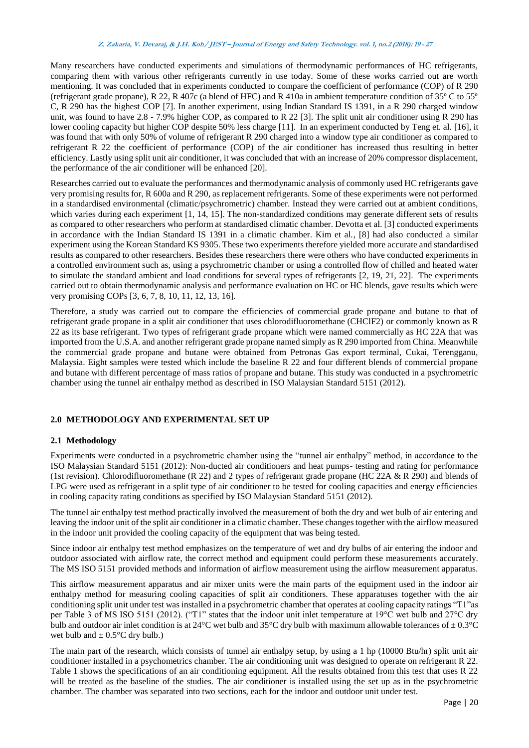Many researchers have conducted experiments and simulations of thermodynamic performances of HC refrigerants, comparing them with various other refrigerants currently in use today. Some of these works carried out are worth mentioning. It was concluded that in experiments conducted to compare the coefficient of performance (COP) of R 290 (refrigerant grade propane), R 22, R 407c (a blend of HFC) and R 410a in ambient temperature condition of 35º C to 55º C, R 290 has the highest COP [7]. In another experiment, using Indian Standard IS 1391, in a R 290 charged window unit, was found to have 2.8 - 7.9% higher COP, as compared to R 22 [3]. The split unit air conditioner using R 290 has lower cooling capacity but higher COP despite 50% less charge [11]. In an experiment conducted by Teng et. al. [16], it was found that with only 50% of volume of refrigerant R 290 charged into a window type air conditioner as compared to refrigerant R 22 the coefficient of performance (COP) of the air conditioner has increased thus resulting in better efficiency. Lastly using split unit air conditioner, it was concluded that with an increase of 20% compressor displacement, the performance of the air conditioner will be enhanced [20].

Researches carried out to evaluate the performances and thermodynamic analysis of commonly used HC refrigerants gave very promising results for, R 600a and R 290, as replacement refrigerants. Some of these experiments were not performed in a standardised environmental (climatic/psychrometric) chamber. Instead they were carried out at ambient conditions, which varies during each experiment [1, 14, 15]. The non-standardized conditions may generate different sets of results as compared to other researchers who perform at standardised climatic chamber. Devotta et al. [3] conducted experiments in accordance with the Indian Standard IS 1391 in a climatic chamber. Kim et al., [8] had also conducted a similar experiment using the Korean Standard KS 9305. These two experiments therefore yielded more accurate and standardised results as compared to other researchers. Besides these researchers there were others who have conducted experiments in a controlled environment such as, using a psychrometric chamber or using a controlled flow of chilled and heated water to simulate the standard ambient and load conditions for several types of refrigerants [2, 19, 21, 22]. The experiments carried out to obtain thermodynamic analysis and performance evaluation on HC or HC blends, gave results which were very promising COPs [3, 6, 7, 8, 10, 11, 12, 13, 16].

Therefore, a study was carried out to compare the efficiencies of commercial grade propane and butane to that of refrigerant grade propane in a split air conditioner that uses chlorodifluoromethane ($CHClF_2$) or commonly known as R 22 as its base refrigerant. Two types of refrigerant grade propane which were named commercially as HC 22A that was imported from the U.S.A. and another refrigerant grade propane named simply as R 290 imported from China. Meanwhile the commercial grade propane and butane were obtained from Petronas Gas export terminal, Cukai, Terengganu, Malaysia. Eight samples were tested which include the baseline R 22 and four different blends of commercial propane and butane with different percentage of mass ratios of propane and butane. This study was conducted in a psychrometric chamber using the tunnel air enthalpy method as described in ISO Malaysian Standard 5151 (2012).

## 2.0 METHODOLOGY AND EXPERIMENTAL SET UP

### 2.1 Methodology

Experiments were conducted in a psychrometric chamber using the "tunnel air enthalpy" method, in accordance to the ISO Malaysian Standard 5151 (2012): Non-ducted air conditioners and heat pumps- testing and rating for performance (1st revision). Chlorodifluoromethane (R 22) and 2 types of refrigerant grade propane (HC 22A & R 290) and blends of LPG were used as refrigerant in a split type of air conditioner to be tested for cooling capacities and energy efficiencies in cooling capacity rating conditions as specified by ISO Malaysian Standard 5151 (2012).

The tunnel air enthalpy test method practically involved the measurement of both the dry and wet bulb of air entering and leaving the indoor unit of the split air conditioner in a climatic chamber. These changes together with the airflow measured in the indoor unit provided the cooling capacity of the equipment that was being tested.

Since indoor air enthalpy test method emphasizes on the temperature of wet and dry bulbs of air entering the indoor and outdoor associated with airflow rate, the correct method and equipment could perform these measurements accurately. The MS ISO 5151 provided methods and information of airflow measurement using the airflow measurement apparatus.

This airflow measurement apparatus and air mixer units were the main parts of the equipment used in the indoor air enthalpy method for measuring cooling capacities of split air conditioners. These apparatuses together with the air conditioning split unit under test was installed in a psychrometric chamber that operates at cooling capacity ratings "T1"as per Table 3 of MS ISO 5151 (2012). ("T1" states that the indoor unit inlet temperature at 19°C wet bulb and 27°C dry bulb and outdoor air inlet condition is at 24°C wet bulb and 35°C dry bulb with maximum allowable tolerances of ± 0.3°C wet bulb and ± 0.5°C dry bulb.)

The main part of the research, which consists of tunnel air enthalpy setup, by using a 1 hp (10000 Btu/hr) split unit air conditioner installed in a psychometrics chamber. The air conditioning unit was designed to operate on refrigerant R 22. Table 1 shows the specifications of an air conditioning equipment. All the results obtained from this test that uses R 22 will be treated as the baseline of the studies. The air conditioner is installed using the set up as in the psychrometric chamber. The chamber was separated into two sections, each for the indoor and outdoor unit under test.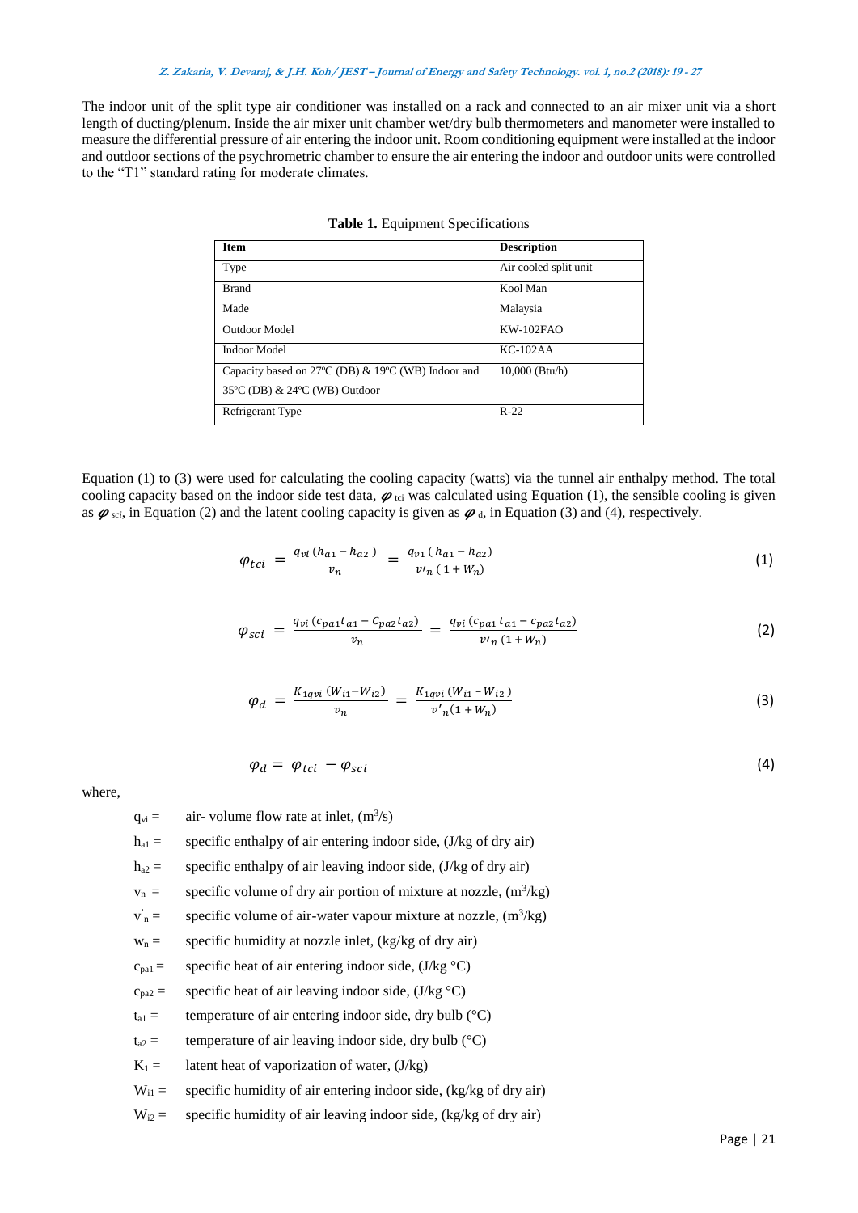The indoor unit of the split type air conditioner was installed on a rack and connected to an air mixer unit via a short length of ducting/plenum. Inside the air mixer unit chamber wet/dry bulb thermometers and manometer were installed to measure the differential pressure of air entering the indoor unit. Room conditioning equipment were installed at the indoor and outdoor sections of the psychrometric chamber to ensure the air entering the indoor and outdoor units were controlled to the "T1" standard rating for moderate climates.

**Table 1.** Equipment Specifications

| Item | Description |
|---|---|
| Type | Air cooled split unit |
| Brand | Kool Man |
| Made | Malaysia |
| Outdoor Model | KW-102FAO |
| Indoor Model | KC-102AA |
| Capacity based on 27ºC (DB) & 19ºC (WB) Indoor and 35ºC (DB) & 24ºC (WB) Outdoor | 10,000 (Btu/h) |
| Refrigerant Type | R-22 |

Equation (1) to (3) were used for calculating the cooling capacity (watts) via the tunnel air enthalpy method. The total cooling capacity based on the indoor side test data, $\varphi_{tci}$ was calculated using Equation (1), the sensible cooling is given as $\varphi_{sci}$, in Equation (2) and the latent cooling capacity is given as $\varphi_{d}$, in Equation (3) and (4), respectively.

$$\varphi_{tci} = \frac{q_{vi}\,(h_{a1} - h_{a2})}{v_n} = \frac{q_{v1}\,(h_{a1} - h_{a2})}{v'_n\,(1 + W_n)} \tag{1}$$

$$\varphi_{sci} = \frac{q_{vi}\,(c_{pa1} t_{a1} - c_{pa2} t_{a2})}{v_n} = \frac{q_{vi}\,(c_{pa1}\,t_{a1} - c_{pa2} t_{a2})}{v'_n\,(1 + W_n)} \tag{2}$$

$$\varphi_{d} = \frac{K_{1qvi}\,(W_{i1} - W_{i2})}{v_n} = \frac{K_{1qvi}\,(W_{i1} - W_{i2})}{v'_n(1 + W_n)} \tag{3}$$

$$\varphi_{d} = \varphi_{tci} - \varphi_{sci} \tag{4}$$

where,

- $q_{vi}$ = air- volume flow rate at inlet, ($m^3/s$)
- $h_{a1}$ = specific enthalpy of air entering indoor side, (J/kg of dry air)
- $h_{a2}$ = specific enthalpy of air leaving indoor side, (J/kg of dry air)
- $v_n$ = specific volume of dry air portion of mixture at nozzle, ($m^3/kg$)
- $v'_n$ = specific volume of air-water vapour mixture at nozzle, ($m^3/kg$)
- $w_n$ = specific humidity at nozzle inlet, (kg/kg of dry air)
- $c_{pa1}$ = specific heat of air entering indoor side, (J/kg °C)
- $c_{pa2}$ = specific heat of air leaving indoor side, (J/kg °C)
- $t_{a1}$ = temperature of air entering indoor side, dry bulb (°C)
- $t_{a2}$ = temperature of air leaving indoor side, dry bulb (°C)
- $K_1$ = latent heat of vaporization of water, (J/kg)
- $W_{i1}$ = specific humidity of air entering indoor side, (kg/kg of dry air)
- $W_{i2}$ = specific humidity of air leaving indoor side, (kg/kg of dry air)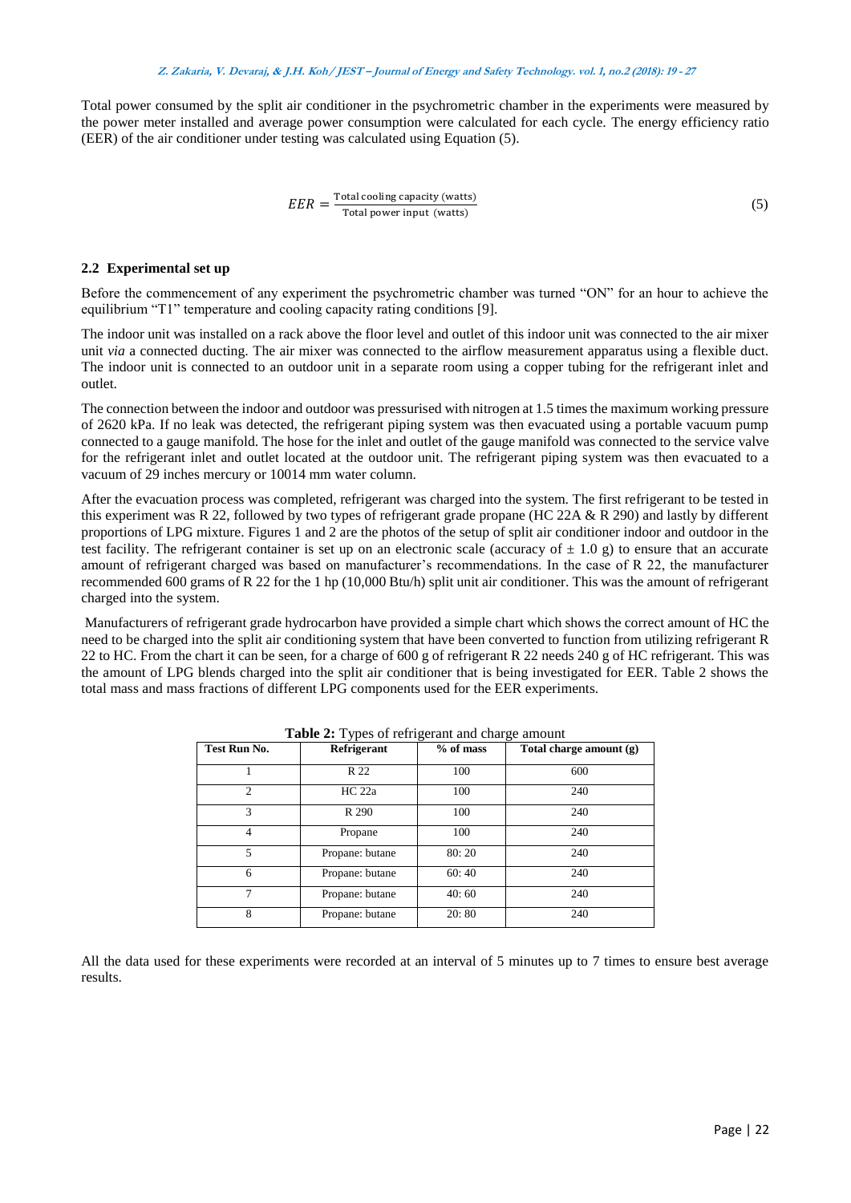Total power consumed by the split air conditioner in the psychrometric chamber in the experiments were measured by the power meter installed and average power consumption were calculated for each cycle. The energy efficiency ratio (EER) of the air conditioner under testing was calculated using Equation (5).

$$EER = \frac{\text{Total cooling capacity (watts)}}{\text{Total power input (watts)}} \tag{5}$$

### 2.2 Experimental set up

Before the commencement of any experiment the psychrometric chamber was turned "ON" for an hour to achieve the equilibrium "T1" temperature and cooling capacity rating conditions [9].

The indoor unit was installed on a rack above the floor level and outlet of this indoor unit was connected to the air mixer unit *via* a connected ducting. The air mixer was connected to the airflow measurement apparatus using a flexible duct. The indoor unit is connected to an outdoor unit in a separate room using a copper tubing for the refrigerant inlet and outlet.

The connection between the indoor and outdoor was pressurised with nitrogen at 1.5 times the maximum working pressure of 2620 kPa. If no leak was detected, the refrigerant piping system was then evacuated using a portable vacuum pump connected to a gauge manifold. The hose for the inlet and outlet of the gauge manifold was connected to the service valve for the refrigerant inlet and outlet located at the outdoor unit. The refrigerant piping system was then evacuated to a vacuum of 29 inches mercury or 10014 mm water column.

After the evacuation process was completed, refrigerant was charged into the system. The first refrigerant to be tested in this experiment was R 22, followed by two types of refrigerant grade propane (HC 22A & R 290) and lastly by different proportions of LPG mixture. Figures 1 and 2 are the photos of the setup of split air conditioner indoor and outdoor in the test facility. The refrigerant container is set up on an electronic scale (accuracy of ± 1.0 g) to ensure that an accurate amount of refrigerant charged was based on manufacturer's recommendations. In the case of R 22, the manufacturer recommended 600 grams of R 22 for the 1 hp (10,000 Btu/h) split unit air conditioner. This was the amount of refrigerant charged into the system.

Manufacturers of refrigerant grade hydrocarbon have provided a simple chart which shows the correct amount of HC the need to be charged into the split air conditioning system that have been converted to function from utilizing refrigerant R 22 to HC. From the chart it can be seen, for a charge of 600 g of refrigerant R 22 needs 240 g of HC refrigerant. This was the amount of LPG blends charged into the split air conditioner that is being investigated for EER. Table 2 shows the total mass and mass fractions of different LPG components used for the EER experiments.

**Table 2:** Types of refrigerant and charge amount

| Test Run No. | Refrigerant | % of mass | Total charge amount (g) |
|---|---|---|---|
| 1 | R 22 | 100 | 600 |
| 2 | HC 22a | 100 | 240 |
| 3 | R 290 | 100 | 240 |
| 4 | Propane | 100 | 240 |
| 5 | Propane: butane | 80: 20 | 240 |
| 6 | Propane: butane | 60: 40 | 240 |
| 7 | Propane: butane | 40: 60 | 240 |
| 8 | Propane: butane | 20: 80 | 240 |

All the data used for these experiments were recorded at an interval of 5 minutes up to 7 times to ensure best average results.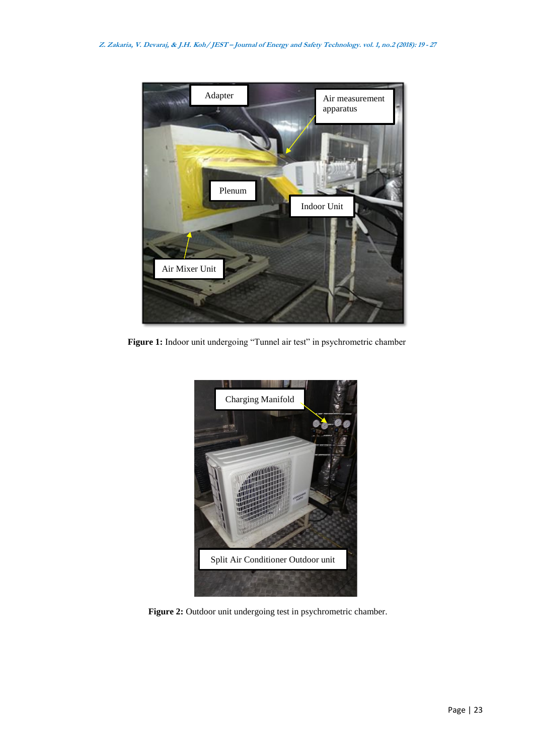**Figure 1:** Indoor unit undergoing “Tunnel air test” in psychrometric chamber

**Figure 2:** Outdoor unit undergoing test in psychrometric chamber.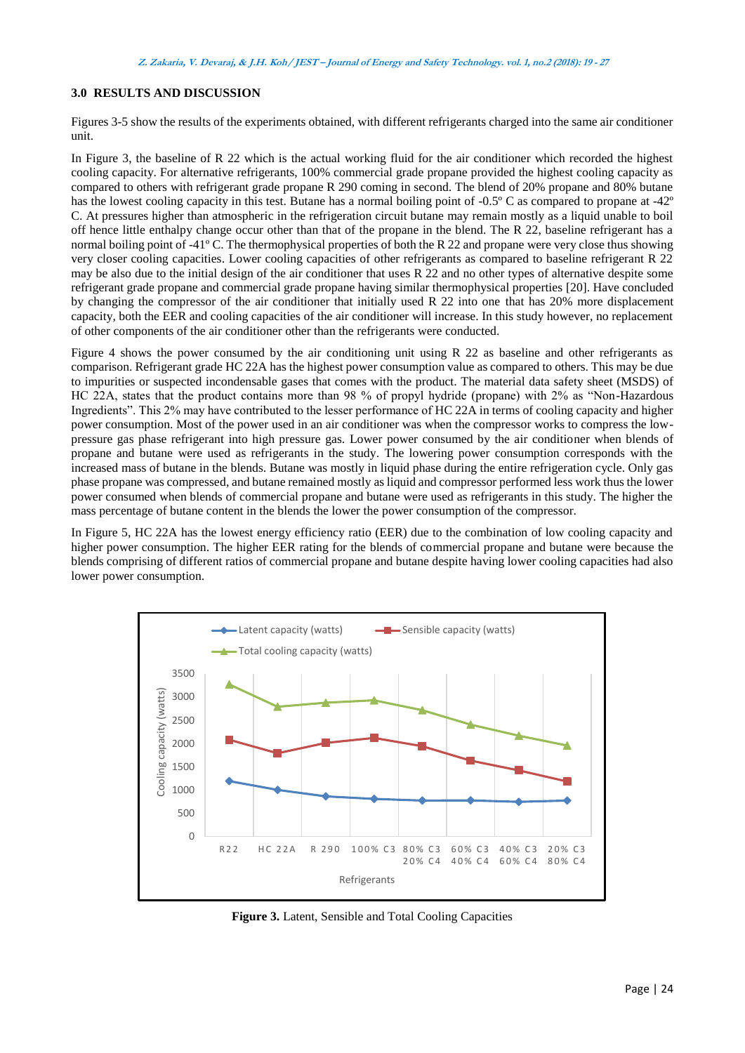## 3.0 RESULTS AND DISCUSSION

Figures 3-5 show the results of the experiments obtained, with different refrigerants charged into the same air conditioner unit.

In Figure 3, the baseline of R 22 which is the actual working fluid for the air conditioner which recorded the highest cooling capacity. For alternative refrigerants, 100% commercial grade propane provided the highest cooling capacity as compared to others with refrigerant grade propane R 290 coming in second. The blend of 20% propane and 80% butane has the lowest cooling capacity in this test. Butane has a normal boiling point of -0.5º C as compared to propane at -42º C. At pressures higher than atmospheric in the refrigeration circuit butane may remain mostly as a liquid unable to boil off hence little enthalpy change occur other than that of the propane in the blend. The R 22, baseline refrigerant has a normal boiling point of -41º C. The thermophysical properties of both the R 22 and propane were very close thus showing very closer cooling capacities. Lower cooling capacities of other refrigerants as compared to baseline refrigerant R 22 may be also due to the initial design of the air conditioner that uses R 22 and no other types of alternative despite some refrigerant grade propane and commercial grade propane having similar thermophysical properties [20]. Have concluded by changing the compressor of the air conditioner that initially used R 22 into one that has 20% more displacement capacity, both the EER and cooling capacities of the air conditioner will increase. In this study however, no replacement of other components of the air conditioner other than the refrigerants were conducted.

Figure 4 shows the power consumed by the air conditioning unit using R 22 as baseline and other refrigerants as comparison. Refrigerant grade HC 22A has the highest power consumption value as compared to others. This may be due to impurities or suspected incondensable gases that comes with the product. The material data safety sheet (MSDS) of HC 22A, states that the product contains more than 98 % of propyl hydride (propane) with 2% as "Non-Hazardous Ingredients". This 2% may have contributed to the lesser performance of HC 22A in terms of cooling capacity and higher power consumption. Most of the power used in an air conditioner was when the compressor works to compress the low-pressure gas phase refrigerant into high pressure gas. Lower power consumed by the air conditioner when blends of propane and butane were used as refrigerants in the study. The lowering power consumption corresponds with the increased mass of butane in the blends. Butane was mostly in liquid phase during the entire refrigeration cycle. Only gas phase propane was compressed, and butane remained mostly as liquid and compressor performed less work thus the lower power consumed when blends of commercial propane and butane were used as refrigerants in this study. The higher the mass percentage of butane content in the blends the lower the power consumption of the compressor.

In Figure 5, HC 22A has the lowest energy efficiency ratio (EER) due to the combination of low cooling capacity and higher power consumption. The higher EER rating for the blends of commercial propane and butane were because the blends comprising of different ratios of commercial propane and butane despite having lower cooling capacities had also lower power consumption.

**Figure 3.** Latent, Sensible and Total Cooling Capacities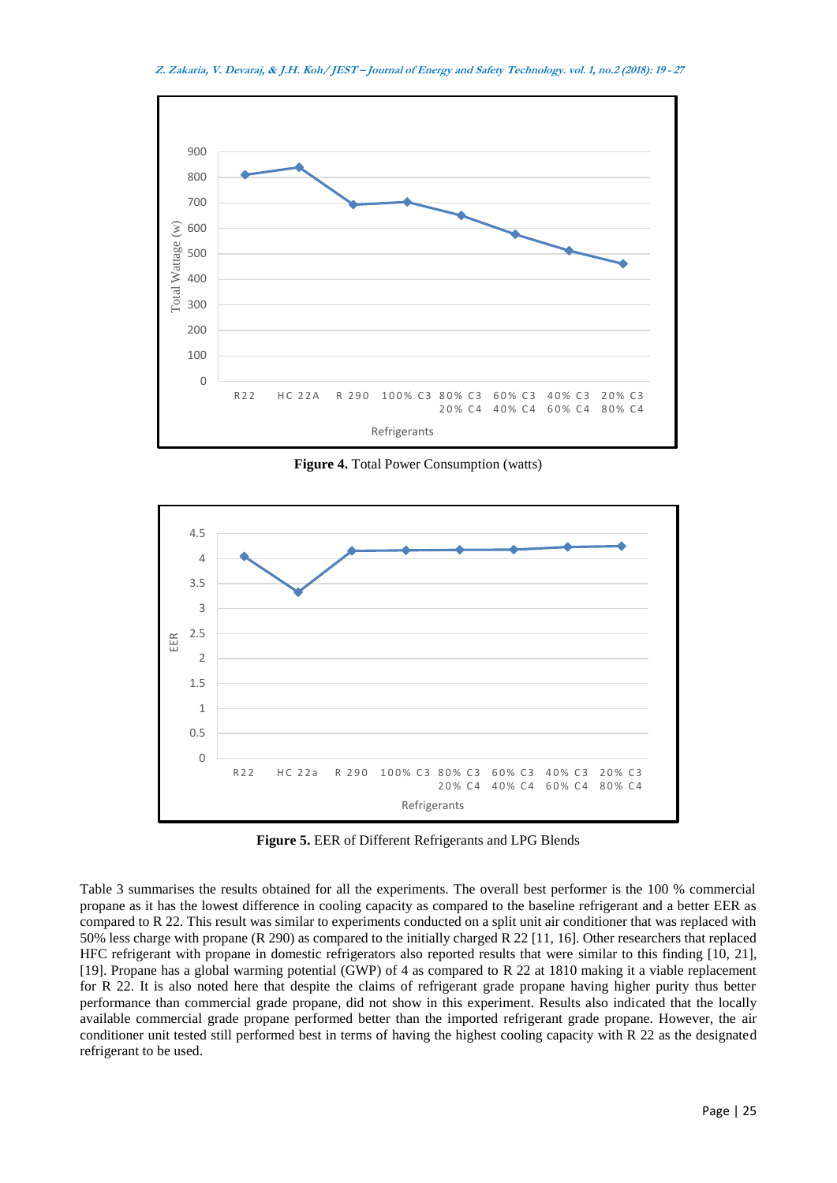**Figure 4.** Total Power Consumption (watts)

**Figure 5.** EER of Different Refrigerants and LPG Blends

Table 3 summarises the results obtained for all the experiments. The overall best performer is the 100 % commercial propane as it has the lowest difference in cooling capacity as compared to the baseline refrigerant and a better EER as compared to R 22. This result was similar to experiments conducted on a split unit air conditioner that was replaced with 50% less charge with propane (R 290) as compared to the initially charged R 22 [11, 16]. Other researchers that replaced HFC refrigerant with propane in domestic refrigerators also reported results that were similar to this finding [10, 21], [19]. Propane has a global warming potential (GWP) of 4 as compared to R 22 at 1810 making it a viable replacement for R 22. It is also noted here that despite the claims of refrigerant grade propane having higher purity thus better performance than commercial grade propane, did not show in this experiment. Results also indicated that the locally available commercial grade propane performed better than the imported refrigerant grade propane. However, the air conditioner unit tested still performed best in terms of having the highest cooling capacity with R 22 as the designated refrigerant to be used.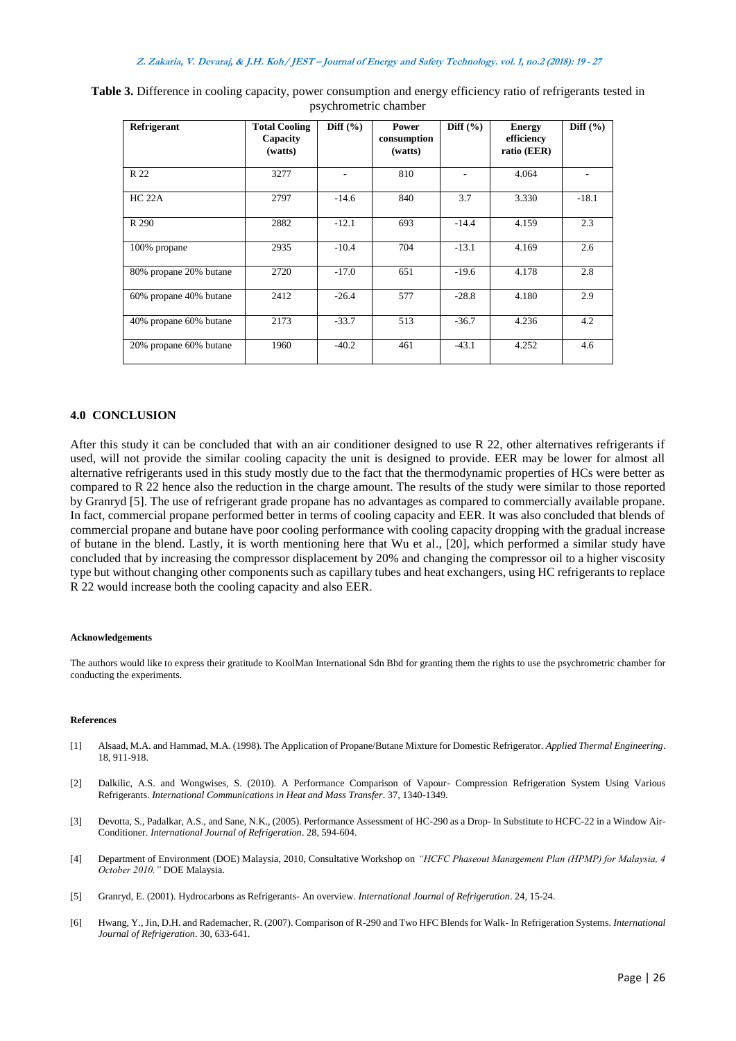**Table 3.** Difference in cooling capacity, power consumption and energy efficiency ratio of refrigerants tested in psychrometric chamber

| Refrigerant | Total Cooling Capacity (watts) | Diff (%) | Power consumption (watts) | Diff (%) | Energy efficiency ratio (EER) | Diff (%) |
|---|---|---|---|---|---|---|
| R 22 | 3277 | - | 810 | - | 4.064 | - |
| HC 22A | 2797 | -14.6 | 840 | 3.7 | 3.330 | -18.1 |
| R 290 | 2882 | -12.1 | 693 | -14.4 | 4.159 | 2.3 |
| 100% propane | 2935 | -10.4 | 704 | -13.1 | 4.169 | 2.6 |
| 80% propane 20% butane | 2720 | -17.0 | 651 | -19.6 | 4.178 | 2.8 |
| 60% propane 40% butane | 2412 | -26.4 | 577 | -28.8 | 4.180 | 2.9 |
| 40% propane 60% butane | 2173 | -33.7 | 513 | -36.7 | 4.236 | 4.2 |
| 20% propane 60% butane | 1960 | -40.2 | 461 | -43.1 | 4.252 | 4.6 |

## 4.0 CONCLUSION

After this study it can be concluded that with an air conditioner designed to use R 22, other alternatives refrigerants if used, will not provide the similar cooling capacity the unit is designed to provide. EER may be lower for almost all alternative refrigerants used in this study mostly due to the fact that the thermodynamic properties of HCs were better as compared to R 22 hence also the reduction in the charge amount. The results of the study were similar to those reported by Granryd [5]. The use of refrigerant grade propane has no advantages as compared to commercially available propane. In fact, commercial propane performed better in terms of cooling capacity and EER. It was also concluded that blends of commercial propane and butane have poor cooling performance with cooling capacity dropping with the gradual increase of butane in the blend. Lastly, it is worth mentioning here that Wu et al., [20], which performed a similar study have concluded that by increasing the compressor displacement by 20% and changing the compressor oil to a higher viscosity type but without changing other components such as capillary tubes and heat exchangers, using HC refrigerants to replace R 22 would increase both the cooling capacity and also EER.

#### Acknowledgements

The authors would like to express their gratitude to KoolMan International Sdn Bhd for granting them the rights to use the psychrometric chamber for conducting the experiments.

#### References

[1] Alsaad, M.A. and Hammad, M.A. (1998). The Application of Propane/Butane Mixture for Domestic Refrigerator. *Applied Thermal Engineering*. 18, 911-918.

[2] Dalkilic, A.S. and Wongwises, S. (2010). A Performance Comparison of Vapour- Compression Refrigeration System Using Various Refrigerants. *International Communications in Heat and Mass Transfer*. 37, 1340-1349.

[3] Devotta, S., Padalkar, A.S., and Sane, N.K., (2005). Performance Assessment of HC-290 as a Drop- In Substitute to HCFC-22 in a Window Air-Conditioner. *International Journal of Refrigeration*. 28, 594-604.

[4] Department of Environment (DOE) Malaysia, 2010, Consultative Workshop on *"HCFC Phaseout Management Plan (HPMP) for Malaysia, 4 October 2010."* DOE Malaysia.

[5] Granryd, E. (2001). Hydrocarbons as Refrigerants- An overview. *International Journal of Refrigeration*. 24, 15-24.

[6] Hwang, Y., Jin, D.H. and Rademacher, R. (2007). Comparison of R-290 and Two HFC Blends for Walk- In Refrigeration Systems. *International Journal of Refrigeration*. 30, 633-641.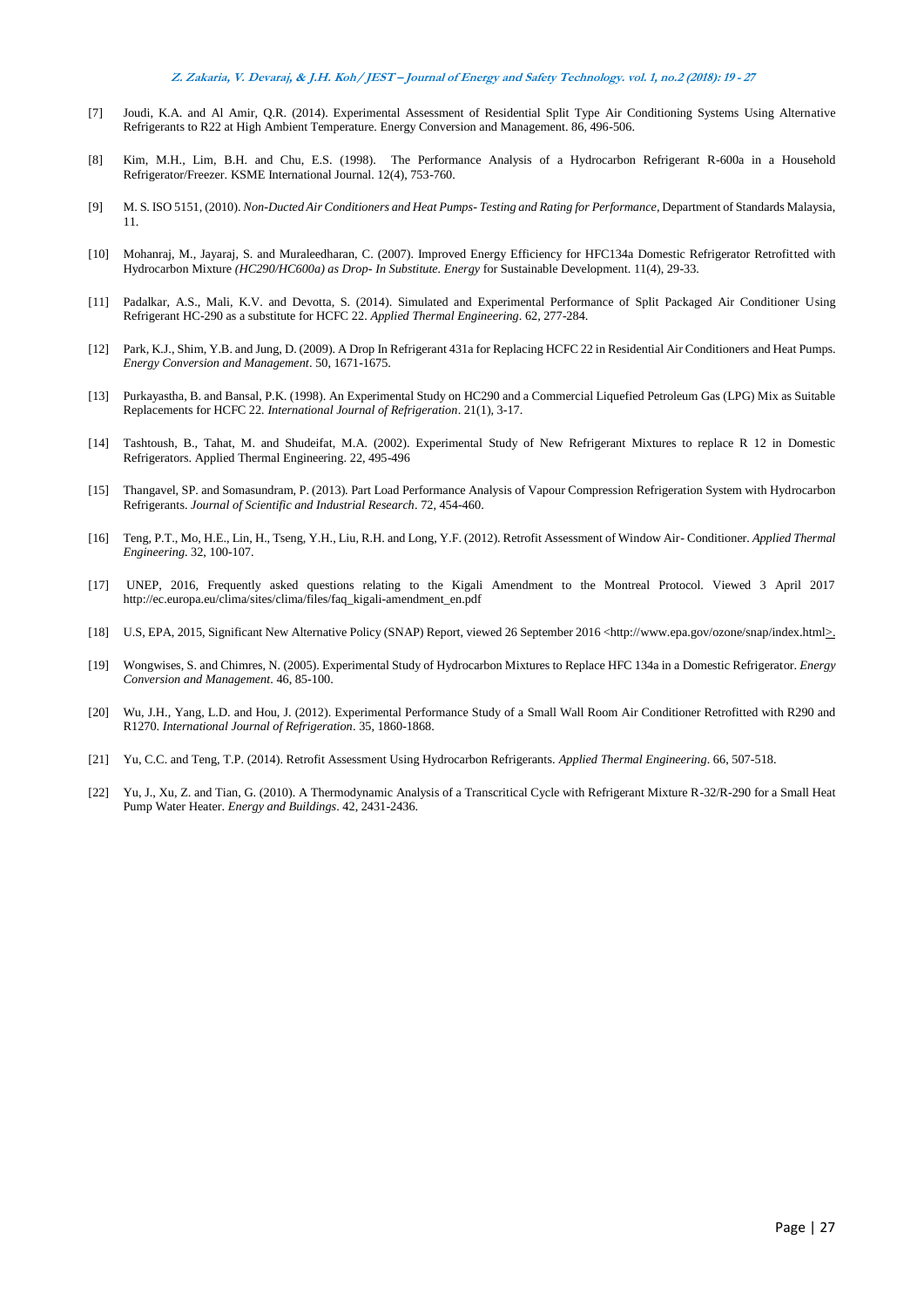[7] Joudi, K.A. and Al Amir, Q.R. (2014). Experimental Assessment of Residential Split Type Air Conditioning Systems Using Alternative Refrigerants to R22 at High Ambient Temperature. Energy Conversion and Management. 86, 496-506.

[8] Kim, M.H., Lim, B.H. and Chu, E.S. (1998). The Performance Analysis of a Hydrocarbon Refrigerant R-600a in a Household Refrigerator/Freezer. KSME International Journal. 12(4), 753-760.

[9] M. S. ISO 5151, (2010). *Non-Ducted Air Conditioners and Heat Pumps- Testing and Rating for Performance,* Department of Standards Malaysia, 11.

[10] Mohanraj, M., Jayaraj, S. and Muraleedharan, C. (2007). Improved Energy Efficiency for HFC134a Domestic Refrigerator Retrofitted with Hydrocarbon Mixture *(HC290/HC600a) as Drop- In Substitute. Energy* for Sustainable Development. 11(4), 29-33.

[11] Padalkar, A.S., Mali, K.V. and Devotta, S. (2014). Simulated and Experimental Performance of Split Packaged Air Conditioner Using Refrigerant HC-290 as a substitute for HCFC 22. *Applied Thermal Engineering*. 62, 277-284.

[12] Park, K.J., Shim, Y.B. and Jung, D. (2009). A Drop In Refrigerant 431a for Replacing HCFC 22 in Residential Air Conditioners and Heat Pumps. *Energy Conversion and Management*. 50, 1671-1675.

[13] Purkayastha, B. and Bansal, P.K. (1998). An Experimental Study on HC290 and a Commercial Liquefied Petroleum Gas (LPG) Mix as Suitable Replacements for HCFC 22. *International Journal of Refrigeration*. 21(1), 3-17.

[14] Tashtoush, B., Tahat, M. and Shudeifat, M.A. (2002). Experimental Study of New Refrigerant Mixtures to replace R 12 in Domestic Refrigerators. Applied Thermal Engineering. 22, 495-496

[15] Thangavel, SP. and Somasundram, P. (2013). Part Load Performance Analysis of Vapour Compression Refrigeration System with Hydrocarbon Refrigerants. *Journal of Scientific and Industrial Research*. 72, 454-460.

[16] Teng, P.T., Mo, H.E., Lin, H., Tseng, Y.H., Liu, R.H. and Long, Y.F. (2012). Retrofit Assessment of Window Air- Conditioner. *Applied Thermal Engineering*. 32, 100-107.

[17] UNEP, 2016, Frequently asked questions relating to the Kigali Amendment to the Montreal Protocol. Viewed 3 April 2017 http://ec.europa.eu/clima/sites/clima/files/faq_kigali-amendment_en.pdf

[18] U.S, EPA, 2015, Significant New Alternative Policy (SNAP) Report, viewed 26 September 2016 <http://www.epa.gov/ozone/snap/index.html>.

[19] Wongwises, S. and Chimres, N. (2005). Experimental Study of Hydrocarbon Mixtures to Replace HFC 134a in a Domestic Refrigerator. *Energy Conversion and Management*. 46, 85-100.

[20] Wu, J.H., Yang, L.D. and Hou, J. (2012). Experimental Performance Study of a Small Wall Room Air Conditioner Retrofitted with R290 and R1270. *International Journal of Refrigeration*. 35, 1860-1868.

[21] Yu, C.C. and Teng, T.P. (2014). Retrofit Assessment Using Hydrocarbon Refrigerants. *Applied Thermal Engineering*. 66, 507-518.

[22] Yu, J., Xu, Z. and Tian, G. (2010). A Thermodynamic Analysis of a Transcritical Cycle with Refrigerant Mixture R-32/R-290 for a Small Heat Pump Water Heater. *Energy and Buildings*. 42, 2431-2436.